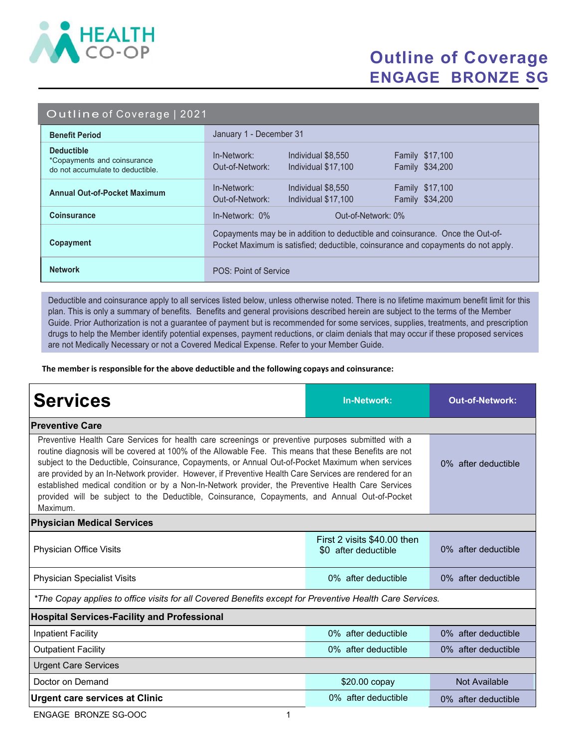HEALTH CO-OP

# Outline of Coverage
## ENGAGE BRONZE SG

| Outline of Coverage \| 2021 | | | |
|---|---|---|---|
| **Benefit Period** | January 1 - December 31 | | |
| **Deductible** *Copayments and coinsurance do not accumulate to deductible. | In-Network: Out-of-Network: | Individual $8,550 Individual $17,100 | Family $17,100 Family $34,200 |
| **Annual Out-of-Pocket Maximum** | In-Network: Out-of-Network: | Individual $8,550 Individual $17,100 | Family $17,100 Family $34,200 |
| **Coinsurance** | In-Network: 0% | Out-of-Network: 0% | |
| **Copayment** | Copayments may be in addition to deductible and coinsurance. Once the Out-of-Pocket Maximum is satisfied; deductible, coinsurance and copayments do not apply. | | |
| **Network** | POS: Point of Service | | |

Deductible and coinsurance apply to all services listed below, unless otherwise noted. There is no lifetime maximum benefit limit for this plan. This is only a summary of benefits. Benefits and general provisions described herein are subject to the terms of the Member Guide. Prior Authorization is not a guarantee of payment but is recommended for some services, supplies, treatments, and prescription drugs to help the Member identify potential expenses, payment reductions, or claim denials that may occur if these proposed services are not Medically Necessary or not a Covered Medical Expense. Refer to your Member Guide.

**The member is responsible for the above deductible and the following copays and coinsurance:**

| Services | In-Network: | Out-of-Network: |
|---|---|---|
| **Preventive Care** | | |
| Preventive Health Care Services for health care screenings or preventive purposes submitted with a routine diagnosis will be covered at 100% of the Allowable Fee. This means that these Benefits are not subject to the Deductible, Coinsurance, Copayments, or Annual Out-of-Pocket Maximum when services are provided by an In-Network provider. However, if Preventive Health Care Services are rendered for an established medical condition or by a Non-In-Network provider, the Preventive Health Care Services provided will be subject to the Deductible, Coinsurance, Copayments, and Annual Out-of-Pocket Maximum. | | 0% after deductible |
| **Physician Medical Services** | | |
| Physician Office Visits | First 2 visits $40.00 then $0 after deductible | 0% after deductible |
| Physician Specialist Visits | 0% after deductible | 0% after deductible |
| *\*The Copay applies to office visits for all Covered Benefits except for Preventive Health Care Services.* | | |
| **Hospital Services-Facility and Professional** | | |
| Inpatient Facility | 0% after deductible | 0% after deductible |
| Outpatient Facility | 0% after deductible | 0% after deductible |
| Urgent Care Services | | |
| Doctor on Demand | $20.00 copay | Not Available |
| **Urgent care services at Clinic** | 0% after deductible | 0% after deductible |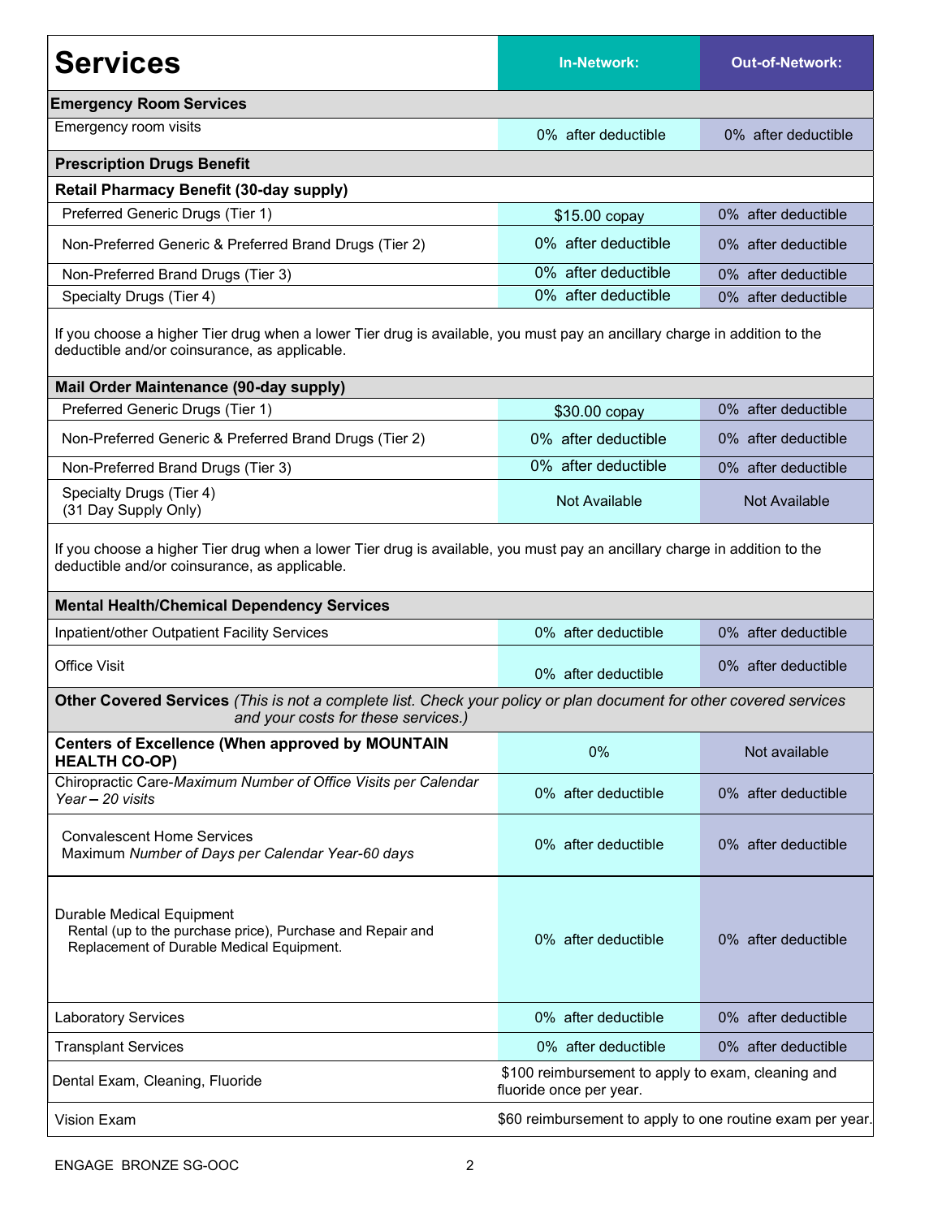| Services | In-Network: | Out-of-Network: |
|---|---|---|
| **Emergency Room Services** | | |
| Emergency room visits | 0% after deductible | 0% after deductible |
| **Prescription Drugs Benefit** | | |
| **Retail Pharmacy Benefit (30-day supply)** | | |
| Preferred Generic Drugs (Tier 1) | $15.00 copay | 0% after deductible |
| Non-Preferred Generic & Preferred Brand Drugs (Tier 2) | 0% after deductible | 0% after deductible |
| Non-Preferred Brand Drugs (Tier 3) | 0% after deductible | 0% after deductible |
| Specialty Drugs (Tier 4) | 0% after deductible | 0% after deductible |
| If you choose a higher Tier drug when a lower Tier drug is available, you must pay an ancillary charge in addition to the deductible and/or coinsurance, as applicable. | | |
| **Mail Order Maintenance (90-day supply)** | | |
| Preferred Generic Drugs (Tier 1) | $30.00 copay | 0% after deductible |
| Non-Preferred Generic & Preferred Brand Drugs (Tier 2) | 0% after deductible | 0% after deductible |
| Non-Preferred Brand Drugs (Tier 3) | 0% after deductible | 0% after deductible |
| Specialty Drugs (Tier 4) (31 Day Supply Only) | Not Available | Not Available |
| If you choose a higher Tier drug when a lower Tier drug is available, you must pay an ancillary charge in addition to the deductible and/or coinsurance, as applicable. | | |
| **Mental Health/Chemical Dependency Services** | | |
| Inpatient/other Outpatient Facility Services | 0% after deductible | 0% after deductible |
| Office Visit | 0% after deductible | 0% after deductible |
| **Other Covered Services** *(This is not a complete list. Check your policy or plan document for other covered services and your costs for these services.)* | | |
| **Centers of Excellence (When approved by MOUNTAIN HEALTH CO-OP)** | 0% | Not available |
| Chiropractic Care-*Maximum Number of Office Visits per Calendar Year – 20 visits* | 0% after deductible | 0% after deductible |
| Convalescent Home Services Maximum *Number of Days per Calendar Year-60 days* | 0% after deductible | 0% after deductible |
| Durable Medical Equipment Rental (up to the purchase price), Purchase and Repair and Replacement of Durable Medical Equipment. | 0% after deductible | 0% after deductible |
| Laboratory Services | 0% after deductible | 0% after deductible |
| Transplant Services | 0% after deductible | 0% after deductible |
| Dental Exam, Cleaning, Fluoride | $100 reimbursement to apply to exam, cleaning and fluoride once per year. | |
| Vision Exam | $60 reimbursement to apply to one routine exam per year. | |

ENGAGE BRONZE SG-OOC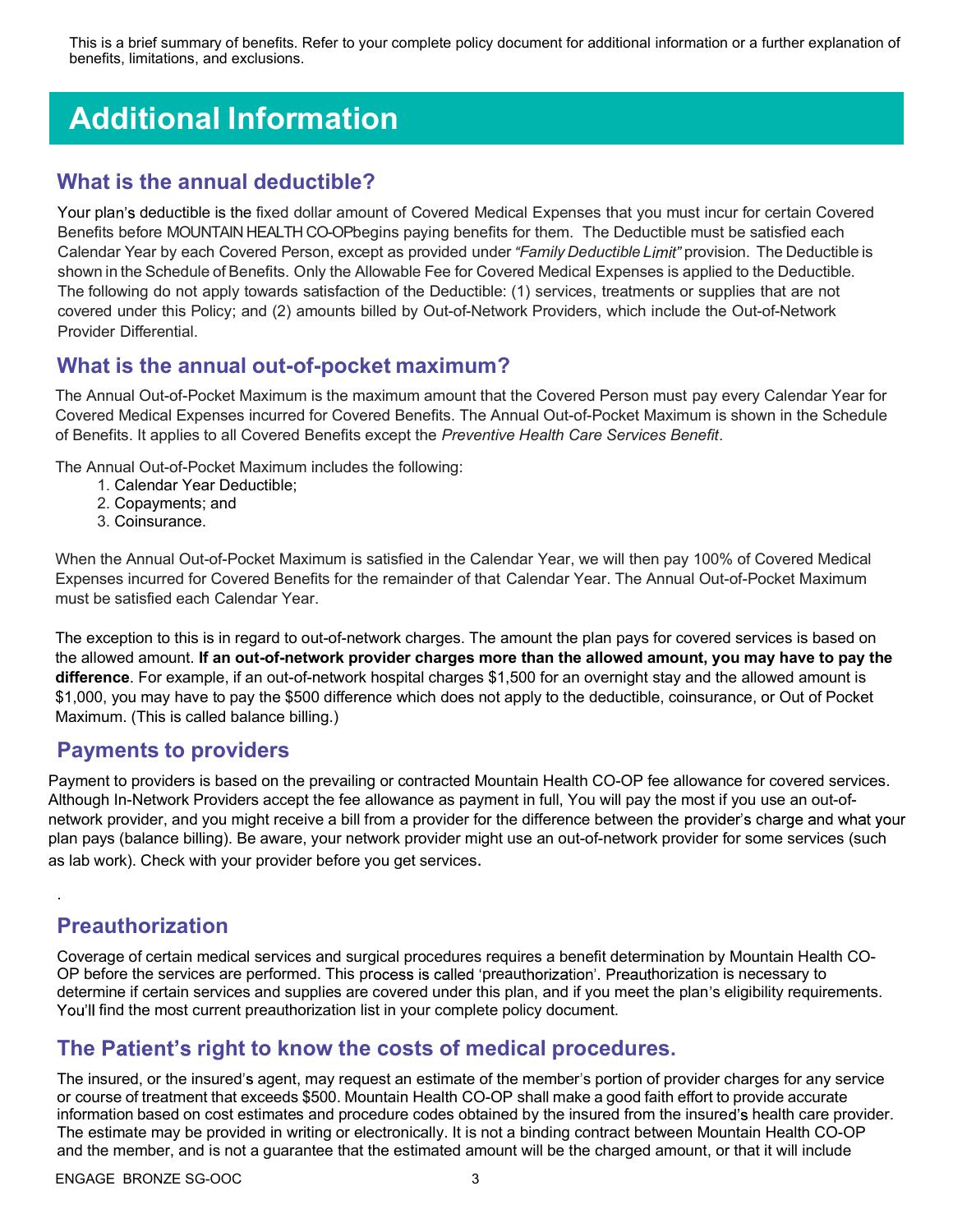This is a brief summary of benefits. Refer to your complete policy document for additional information or a further explanation of benefits, limitations, and exclusions.

# Additional Information

## What is the annual deductible?

Your plan's deductible is the fixed dollar amount of Covered Medical Expenses that you must incur for certain Covered Benefits before MOUNTAIN HEALTH CO-OPbegins paying benefits for them. The Deductible must be satisfied each Calendar Year by each Covered Person, except as provided under *"Family Deductible Limit"* provision. The Deductible is shown in the Schedule of Benefits. Only the Allowable Fee for Covered Medical Expenses is applied to the Deductible. The following do not apply towards satisfaction of the Deductible: (1) services, treatments or supplies that are not covered under this Policy; and (2) amounts billed by Out-of-Network Providers, which include the Out-of-Network Provider Differential.

## What is the annual out-of-pocket maximum?

The Annual Out-of-Pocket Maximum is the maximum amount that the Covered Person must pay every Calendar Year for Covered Medical Expenses incurred for Covered Benefits. The Annual Out-of-Pocket Maximum is shown in the Schedule of Benefits. It applies to all Covered Benefits except the *Preventive Health Care Services Benefit*.

The Annual Out-of-Pocket Maximum includes the following:

1. Calendar Year Deductible;
2. Copayments; and
3. Coinsurance.

When the Annual Out-of-Pocket Maximum is satisfied in the Calendar Year, we will then pay 100% of Covered Medical Expenses incurred for Covered Benefits for the remainder of that Calendar Year. The Annual Out-of-Pocket Maximum must be satisfied each Calendar Year.

The exception to this is in regard to out-of-network charges. The amount the plan pays for covered services is based on the allowed amount. **If an out-of-network provider charges more than the allowed amount, you may have to pay the difference**. For example, if an out-of-network hospital charges $1,500 for an overnight stay and the allowed amount is $1,000, you may have to pay the $500 difference which does not apply to the deductible, coinsurance, or Out of Pocket Maximum. (This is called balance billing.)

## Payments to providers

Payment to providers is based on the prevailing or contracted Mountain Health CO-OP fee allowance for covered services. Although In-Network Providers accept the fee allowance as payment in full, You will pay the most if you use an out-of-network provider, and you might receive a bill from a provider for the difference between the provider's charge and what your plan pays (balance billing). Be aware, your network provider might use an out-of-network provider for some services (such as lab work). Check with your provider before you get services.

## Preauthorization

Coverage of certain medical services and surgical procedures requires a benefit determination by Mountain Health CO-OP before the services are performed. This process is called 'preauthorization'. Preauthorization is necessary to determine if certain services and supplies are covered under this plan, and if you meet the plan's eligibility requirements. You'll find the most current preauthorization list in your complete policy document.

## The Patient's right to know the costs of medical procedures.

The insured, or the insured's agent, may request an estimate of the member's portion of provider charges for any service or course of treatment that exceeds $500. Mountain Health CO-OP shall make a good faith effort to provide accurate information based on cost estimates and procedure codes obtained by the insured from the insured's health care provider. The estimate may be provided in writing or electronically. It is not a binding contract between Mountain Health CO-OP and the member, and is not a guarantee that the estimated amount will be the charged amount, or that it will include

ENGAGE BRONZE SG-OOC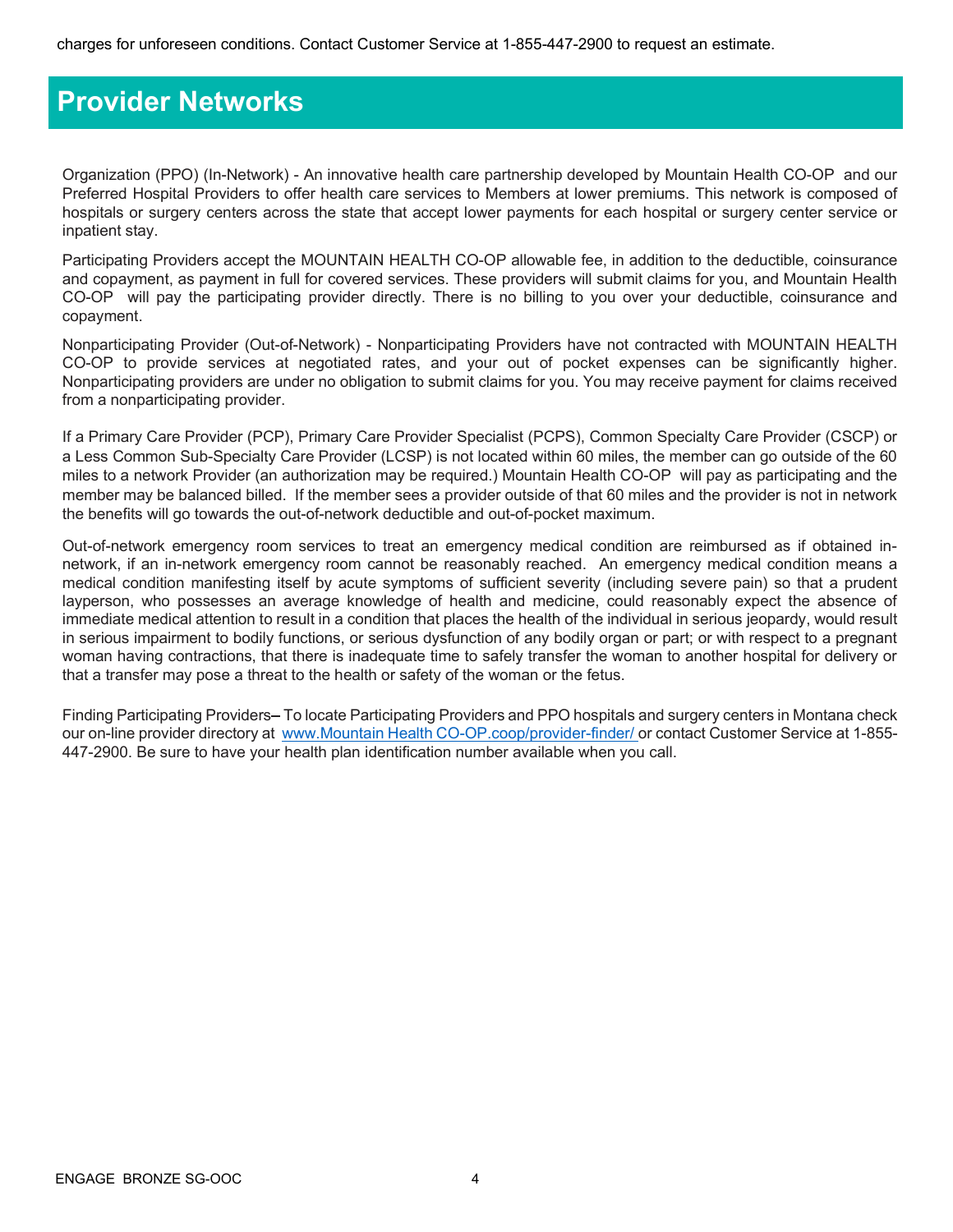charges for unforeseen conditions. Contact Customer Service at 1-855-447-2900 to request an estimate.

# Provider Networks

Organization (PPO) (In-Network) - An innovative health care partnership developed by Mountain Health CO-OP and our Preferred Hospital Providers to offer health care services to Members at lower premiums. This network is composed of hospitals or surgery centers across the state that accept lower payments for each hospital or surgery center service or inpatient stay.

Participating Providers accept the MOUNTAIN HEALTH CO-OP allowable fee, in addition to the deductible, coinsurance and copayment, as payment in full for covered services. These providers will submit claims for you, and Mountain Health CO-OP will pay the participating provider directly. There is no billing to you over your deductible, coinsurance and copayment.

Nonparticipating Provider (Out-of-Network) - Nonparticipating Providers have not contracted with MOUNTAIN HEALTH CO-OP to provide services at negotiated rates, and your out of pocket expenses can be significantly higher. Nonparticipating providers are under no obligation to submit claims for you. You may receive payment for claims received from a nonparticipating provider.

If a Primary Care Provider (PCP), Primary Care Provider Specialist (PCPS), Common Specialty Care Provider (CSCP) or a Less Common Sub-Specialty Care Provider (LCSP) is not located within 60 miles, the member can go outside of the 60 miles to a network Provider (an authorization may be required.) Mountain Health CO-OP will pay as participating and the member may be balanced billed. If the member sees a provider outside of that 60 miles and the provider is not in network the benefits will go towards the out-of-network deductible and out-of-pocket maximum.

Out-of-network emergency room services to treat an emergency medical condition are reimbursed as if obtained in-network, if an in-network emergency room cannot be reasonably reached. An emergency medical condition means a medical condition manifesting itself by acute symptoms of sufficient severity (including severe pain) so that a prudent layperson, who possesses an average knowledge of health and medicine, could reasonably expect the absence of immediate medical attention to result in a condition that places the health of the individual in serious jeopardy, would result in serious impairment to bodily functions, or serious dysfunction of any bodily organ or part; or with respect to a pregnant woman having contractions, that there is inadequate time to safely transfer the woman to another hospital for delivery or that a transfer may pose a threat to the health or safety of the woman or the fetus.

Finding Participating Providers– To locate Participating Providers and PPO hospitals and surgery centers in Montana check our on-line provider directory at www.Mountain Health CO-OP.coop/provider-finder/ or contact Customer Service at 1-855-447-2900. Be sure to have your health plan identification number available when you call.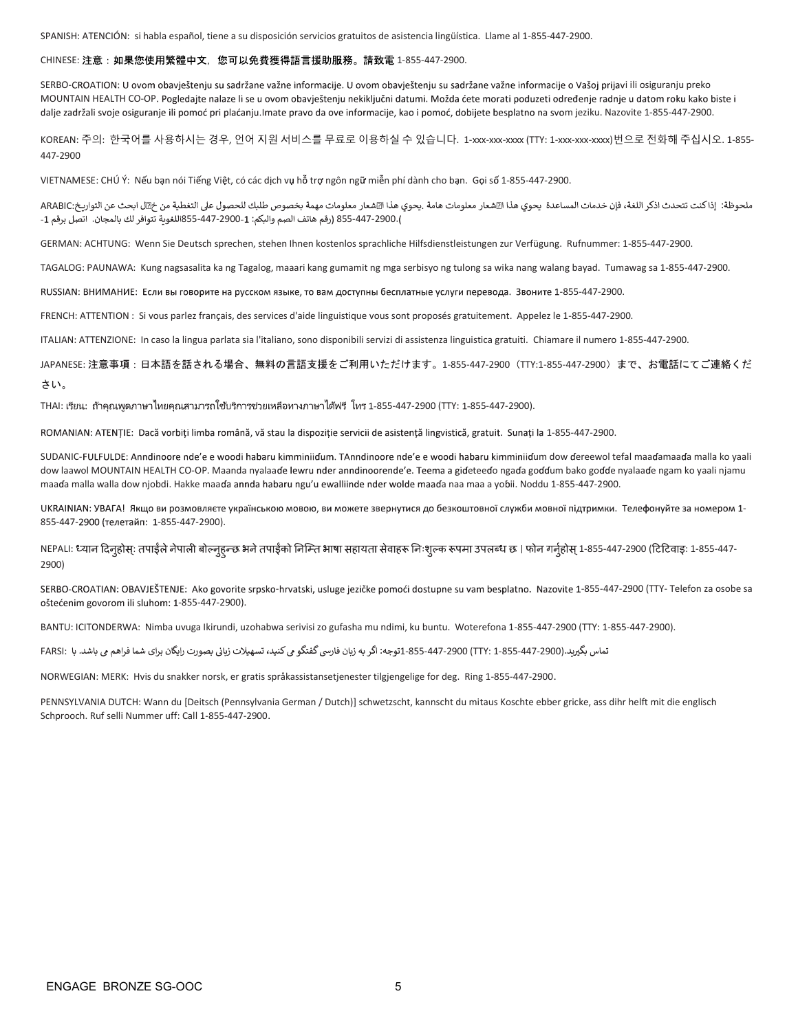SPANISH: ATENCIÓN: si habla español, tiene a su disposición servicios gratuitos de asistencia lingüística. Llame al 1-855-447-2900.

CHINESE: **注意：如果您使用繁體中文，您可以免費獲得語言援助服務。請致電** 1-855-447-2900.

SERBO-CROATION: U ovom obavještenju su sadržane važne informacije. U ovom obavještenju su sadržane važne informacije o Vašoj prijavi ili osiguranju preko MOUNTAIN HEALTH CO-OP. Pogledajte nalaze li se u ovom obavještenju nekiključni datumi. Možda ćete morati poduzeti određenje radnje u datom roku kako biste i dalje zadržali svoje osiguranje ili pomoć pri plaćanju.Imate pravo da ove informacije, kao i pomoć, dobijete besplatno na svom jeziku. Nazovite 1-855-447-2900.

KOREAN: 주의: 한국어를 사용하시는 경우, 언어 지원 서비스를 무료로 이용하실 수 있습니다. 1-xxx-xxx-xxxx (TTY: 1-xxx-xxx-xxxx)번으로 전화해 주십시오. 1-855-447-2900

VIETNAMESE: CHÚ Ý: Nếu bạn nói Tiếng Việt, có các dịch vụ hỗ trợ ngôn ngữ miễn phí dành cho bạn. Gọi số 1-855-447-2900.

ARABIC: ملحوظة: إذا كنت تتحدث اذكر اللغة، فإن خدمات المساعدة يحوي هذا الإشعار معلومات هامة. يحوي هذا الإشعار معلومات مهمة بخصوص طلبك للحصول على التغطية من خلال ابحث عن التواريخ. اللغوية تتوافر لك بالمجان. اتصل برقم 1- 855-447-2900 (رقم هاتف الصم والبكم: 1-855-447-2900).

GERMAN: ACHTUNG: Wenn Sie Deutsch sprechen, stehen Ihnen kostenlos sprachliche Hilfsdienstleistungen zur Verfügung. Rufnummer: 1-855-447-2900.

TAGALOG: PAUNAWA: Kung nagsasalita ka ng Tagalog, maaari kang gumamit ng mga serbisyo ng tulong sa wika nang walang bayad. Tumawag sa 1-855-447-2900.

RUSSIAN: ВНИМАНИЕ: Если вы говорите на русском языке, то вам доступны бесплатные услуги перевода. Звоните 1-855-447-2900.

FRENCH: ATTENTION : Si vous parlez français, des services d'aide linguistique vous sont proposés gratuitement. Appelez le 1-855-447-2900.

ITALIAN: ATTENZIONE: In caso la lingua parlata sia l'italiano, sono disponibili servizi di assistenza linguistica gratuiti. Chiamare il numero 1-855-447-2900.

JAPANESE: **注意事項：日本語を話される場合、無料の言語支援をご利用いただけます。**1-855-447-2900（TTY:1-855-447-2900）**まで、お電話にてご連絡ください。**

THAI: เรียน: ถ้าคุณพูดภาษาไทยคุณสามารถใช้บริการช่วยเหลือทางภาษาได้ฟรี โทร 1-855-447-2900 (TTY: 1-855-447-2900).

ROMANIAN: ATENȚIE: Dacă vorbiți limba română, vă stau la dispoziție servicii de asistență lingvistică, gratuit. Sunați la 1-855-447-2900.

SUDANIC-FULFULDE: Anndinoore nde'e e woodi habaru kimminiiɗum. TAnndinoore nde'e e woodi habaru kimminiiɗum dow ɗereewol tefal maaɗamaaɗa malla ko yaali dow laawol MOUNTAIN HEALTH CO-OP. Maanda nyalaaɗe lewru nder anndinoorende'e. Teema a giɗeteeɗo ngaɗa goɗɗum bako goɗɗe nyalaaɗe ngam ko yaali njamu maaɗa malla walla dow njobdi. Hakke maaɗa annda habaru ngu'u ewalliinde nder wolde maaɗa naa maa a yoɓii. Noddu 1-855-447-2900.

UKRAINIAN: УВАГА! Якщо ви розмовляєте українською мовою, ви можете звернутися до безкоштовної служби мовної підтримки. Телефонуйте за номером 1-855-447-2900 (телетайп: 1-855-447-2900).

NEPALI: ध्यान दिनुहोस्: तपाईंले नेपाली बोल्नुहुन्छ भने तपाईंको निम्ति भाषा सहायता सेवाहरू निःशुल्क रूपमा उपलब्ध छ । फोन गर्नुहोस् 1-855-447-2900 (टिटिवाइ: 1-855-447-2900)

SERBO-CROATIAN: OBAVJEŠTENJE: Ako govorite srpsko-hrvatski, usluge jezičke pomoći dostupne su vam besplatno. Nazovite 1-855-447-2900 (TTY- Telefon za osobe sa oštećenim govorom ili sluhom: 1-855-447-2900).

BANTU: ICITONDERWA: Nimba uvuga Ikirundi, uzohabwa serivisi zo gufasha mu ndimi, ku buntu. Woterefona 1-855-447-2900 (TTY: 1-855-447-2900).

FARSI: توجه: اگر به زبان فارسی گفتگو می کنید، تسهیلات زبانی بصورت رایگان برای شما فراهم می باشد. با 1-855-447-2900 (TTY: 1-855-447-2900) تماس بگیرید.

NORWEGIAN: MERK: Hvis du snakker norsk, er gratis språkassistansetjenester tilgjengelige for deg. Ring 1-855-447-2900.

PENNSYLVANIA DUTCH: Wann du [Deitsch (Pennsylvania German / Dutch)] schwetzscht, kannscht du mitaus Koschte ebber gricke, ass dihr helft mit die englisch Schprooch. Ruf selli Nummer uff: Call 1-855-447-2900.